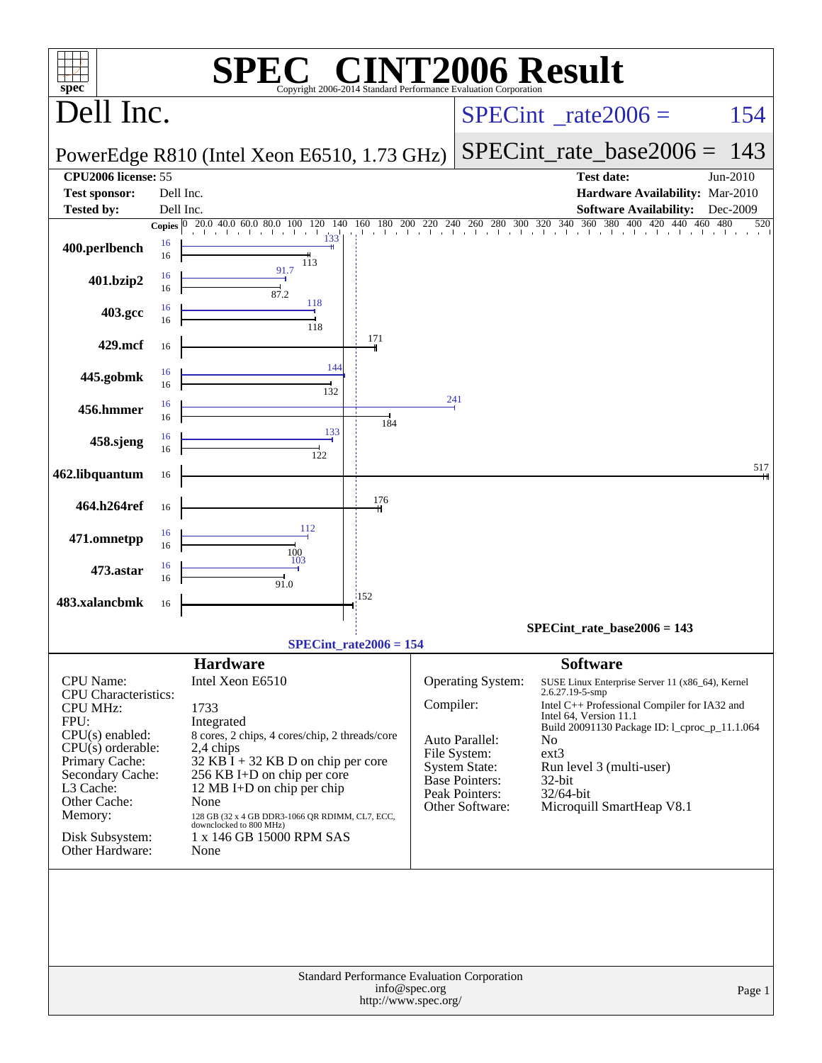# SPEC CINT2006 Result

Copyright 2006-2014 Standard Performance Evaluation Corporation

## Dell Inc.

PowerEdge R810 (Intel Xeon E6510, 1.73 GHz)

SPECint_rate2006 = 154

SPECint_rate_base2006 = 143

| | | | |
|---|---|---|---|
| **CPU2006 license:** | 55 | **Test date:** | Jun-2010 |
| **Test sponsor:** | Dell Inc. | **Hardware Availability:** | Mar-2010 |
| **Tested by:** | Dell Inc. | **Software Availability:** | Dec-2009 |

| Benchmark | Copies (peak) | Peak | Copies (base) | Base |
|---|---|---|---|---|
| 400.perlbench | 16 | 133 | 16 | 113 |
| 401.bzip2 | 16 | 91.7 | 16 | 87.2 |
| 403.gcc | 16 | 118 | 16 | 118 |
| 429.mcf | | | 16 | 171 |
| 445.gobmk | 16 | 144 | 16 | 132 |
| 456.hmmer | 16 | 241 | 16 | 184 |
| 458.sjeng | 16 | 133 | 16 | 122 |
| 462.libquantum | | | 16 | 517 |
| 464.h264ref | | | 16 | 176 |
| 471.omnetpp | 16 | 112 | 16 | 100 |
| 473.astar | 16 | 103 | 16 | 91.0 |
| 483.xalancbmk | | | 16 | 152 |

SPECint_rate_base2006 = 143

SPECint_rate2006 = 154

## Hardware

| | |
|---|---|
| CPU Name: | Intel Xeon E6510 |
| CPU Characteristics: | |
| CPU MHz: | 1733 |
| FPU: | Integrated |
| CPU(s) enabled: | 8 cores, 2 chips, 4 cores/chip, 2 threads/core |
| CPU(s) orderable: | 2,4 chips |
| Primary Cache: | 32 KB I + 32 KB D on chip per core |
| Secondary Cache: | 256 KB I+D on chip per core |
| L3 Cache: | 12 MB I+D on chip per chip |
| Other Cache: | None |
| Memory: | 128 GB (32 x 4 GB DDR3-1066 QR RDIMM, CL7, ECC, downclocked to 800 MHz) |
| Disk Subsystem: | 1 x 146 GB 15000 RPM SAS |
| Other Hardware: | None |

## Software

| | |
|---|---|
| Operating System: | SUSE Linux Enterprise Server 11 (x86_64), Kernel 2.6.27.19-5-smp |
| Compiler: | Intel C++ Professional Compiler for IA32 and Intel 64, Version 11.1 Build 20091130 Package ID: l_cproc_p_11.1.064 |
| Auto Parallel: | No |
| File System: | ext3 |
| System State: | Run level 3 (multi-user) |
| Base Pointers: | 32-bit |
| Peak Pointers: | 32/64-bit |
| Other Software: | Microquill SmartHeap V8.1 |

Standard Performance Evaluation Corporation
info@spec.org
http://www.spec.org/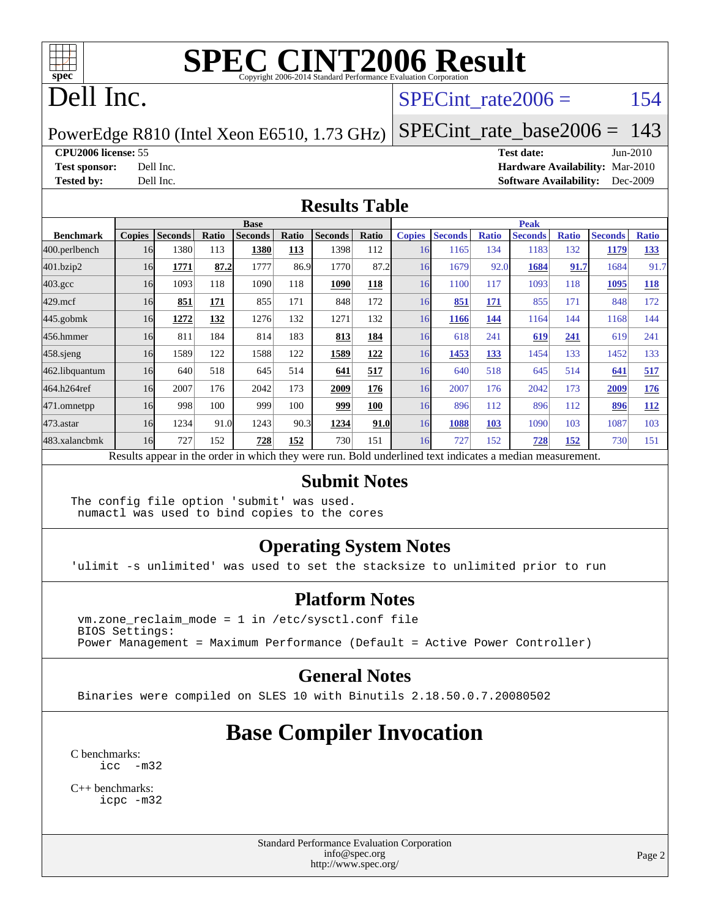# SPEC CINT2006 Result

Copyright 2006-2014 Standard Performance Evaluation Corporation

# Dell Inc.

PowerEdge R810 (Intel Xeon E6510, 1.73 GHz)

SPECint_rate2006 = 154

SPECint_rate_base2006 = 143

**CPU2006 license:** 55

**Test sponsor:** Dell Inc.

**Tested by:** Dell Inc.

**Test date:** Jun-2010

**Hardware Availability:** Mar-2010

**Software Availability:** Dec-2009

## Results Table

| Benchmark | Base | | | | | | | Peak | | | | | | |
|---|---|---|---|---|---|---|---|---|---|---|---|---|---|---|
| | Copies | Seconds | Ratio | Seconds | Ratio | Seconds | Ratio | Copies | Seconds | Ratio | Seconds | Ratio | Seconds | Ratio |
| 400.perlbench | 16 | 1380 | 113 | **1380** | **113** | 1398 | 112 | 16 | 1165 | 134 | 1183 | 132 | **1179** | **133** |
| 401.bzip2 | 16 | **1771** | **87.2** | 1777 | 86.9 | 1770 | 87.2 | 16 | 1679 | 92.0 | **1684** | **91.7** | 1684 | 91.7 |
| 403.gcc | 16 | 1093 | 118 | 1090 | 118 | **1090** | **118** | 16 | 1100 | 117 | 1093 | 118 | **1095** | **118** |
| 429.mcf | 16 | **851** | **171** | 855 | 171 | 848 | 172 | 16 | **851** | **171** | 855 | 171 | 848 | 172 |
| 445.gobmk | 16 | **1272** | **132** | 1276 | 132 | 1271 | 132 | 16 | **1166** | **144** | 1164 | 144 | 1168 | 144 |
| 456.hmmer | 16 | 811 | 184 | 814 | 183 | **813** | **184** | 16 | 618 | 241 | **619** | **241** | 619 | 241 |
| 458.sjeng | 16 | 1589 | 122 | 1588 | 122 | **1589** | **122** | 16 | **1453** | **133** | 1454 | 133 | 1452 | 133 |
| 462.libquantum | 16 | 640 | 518 | 645 | 514 | **641** | **517** | 16 | 640 | 518 | 645 | 514 | **641** | **517** |
| 464.h264ref | 16 | 2007 | 176 | 2042 | 173 | **2009** | **176** | 16 | 2007 | 176 | 2042 | 173 | **2009** | **176** |
| 471.omnetpp | 16 | 998 | 100 | 999 | 100 | **999** | **100** | 16 | 896 | 112 | 896 | 112 | **896** | **112** |
| 473.astar | 16 | 1234 | 91.0 | 1243 | 90.3 | **1234** | **91.0** | 16 | **1088** | **103** | 1090 | 103 | 1087 | 103 |
| 483.xalancbmk | 16 | 727 | 152 | **728** | **152** | 730 | 151 | 16 | 727 | 152 | **728** | **152** | 730 | 151 |

Results appear in the order in which they were run. Bold underlined text indicates a median measurement.

## Submit Notes

```
The config file option 'submit' was used.
 numactl was used to bind copies to the cores
```

## Operating System Notes

```
'ulimit -s unlimited' was used to set the stacksize to unlimited prior to run
```

## Platform Notes

```
vm.zone_reclaim_mode = 1 in /etc/sysctl.conf file
BIOS Settings:
Power Management = Maximum Performance (Default = Active Power Controller)
```

## General Notes

```
Binaries were compiled on SLES 10 with Binutils 2.18.50.0.7.20080502
```

# Base Compiler Invocation

C benchmarks:
```
icc  -m32
```

C++ benchmarks:
```
icpc -m32
```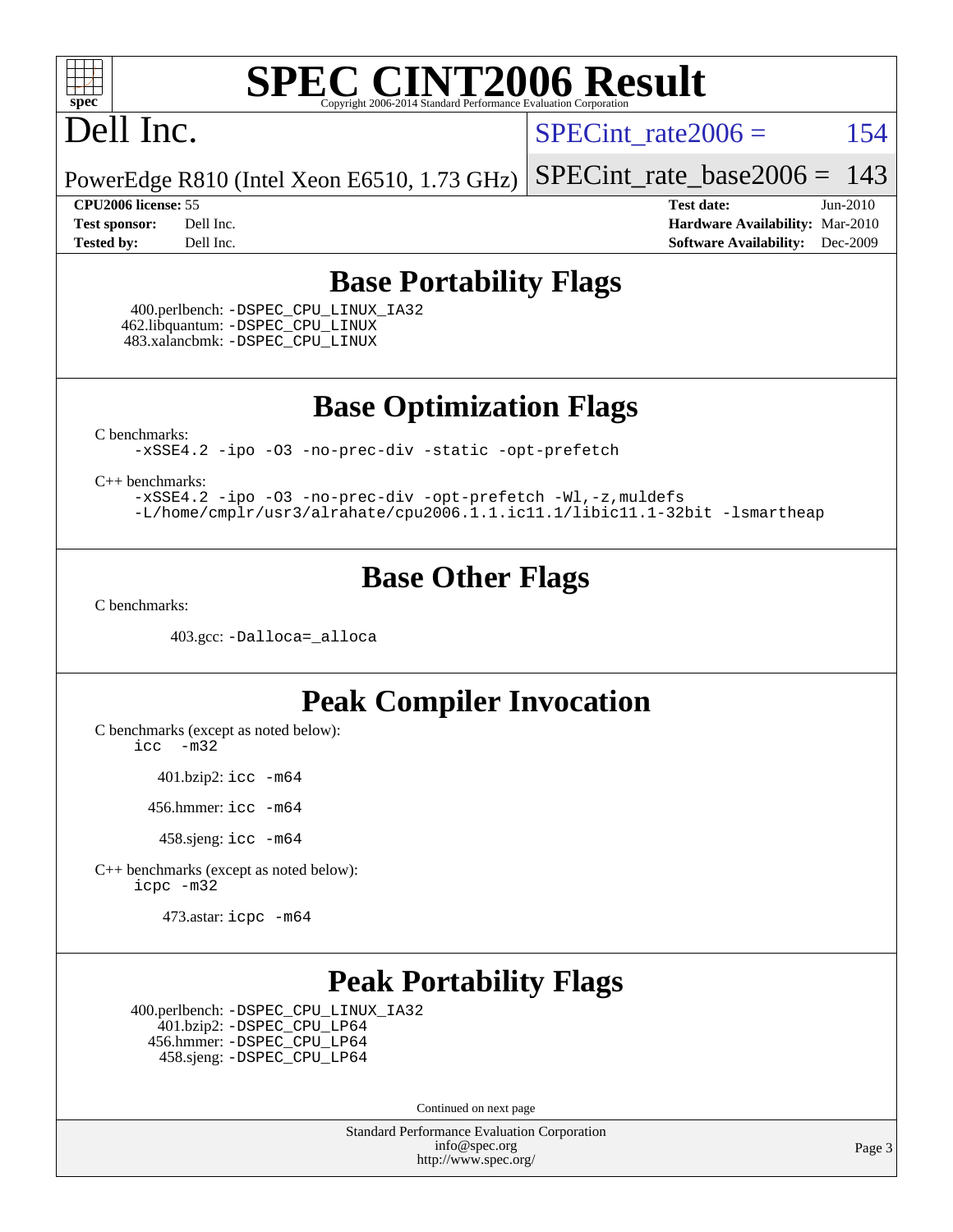# SPEC CINT2006 Result

Copyright 2006-2014 Standard Performance Evaluation Corporation

# Dell Inc.

PowerEdge R810 (Intel Xeon E6510, 1.73 GHz)

SPECint_rate2006 = 154

SPECint_rate_base2006 = 143

| | | | |
|---|---|---|---|
| **CPU2006 license:** 55 | | **Test date:** | Jun-2010 |
| **Test sponsor:** | Dell Inc. | **Hardware Availability:** | Mar-2010 |
| **Tested by:** | Dell Inc. | **Software Availability:** | Dec-2009 |

## Base Portability Flags

400.perlbench: `-DSPEC_CPU_LINUX_IA32`
462.libquantum: `-DSPEC_CPU_LINUX`
483.xalancbmk: `-DSPEC_CPU_LINUX`

## Base Optimization Flags

C benchmarks:

```
-xSSE4.2 -ipo -O3 -no-prec-div -static -opt-prefetch
```

C++ benchmarks:

```
-xSSE4.2 -ipo -O3 -no-prec-div -opt-prefetch -Wl,-z,muldefs
-L/home/cmplr/usr3/alrahate/cpu2006.1.1.ic11.1/libic11.1-32bit -lsmartheap
```

## Base Other Flags

C benchmarks:

403.gcc: `-Dalloca=_alloca`

## Peak Compiler Invocation

C benchmarks (except as noted below):

```
icc -m32
```

401.bzip2: `icc -m64`

456.hmmer: `icc -m64`

458.sjeng: `icc -m64`

C++ benchmarks (except as noted below):

```
icpc -m32
```

473.astar: `icpc -m64`

## Peak Portability Flags

400.perlbench: `-DSPEC_CPU_LINUX_IA32`
401.bzip2: `-DSPEC_CPU_LP64`
456.hmmer: `-DSPEC_CPU_LP64`
458.sjeng: `-DSPEC_CPU_LP64`

Continued on next page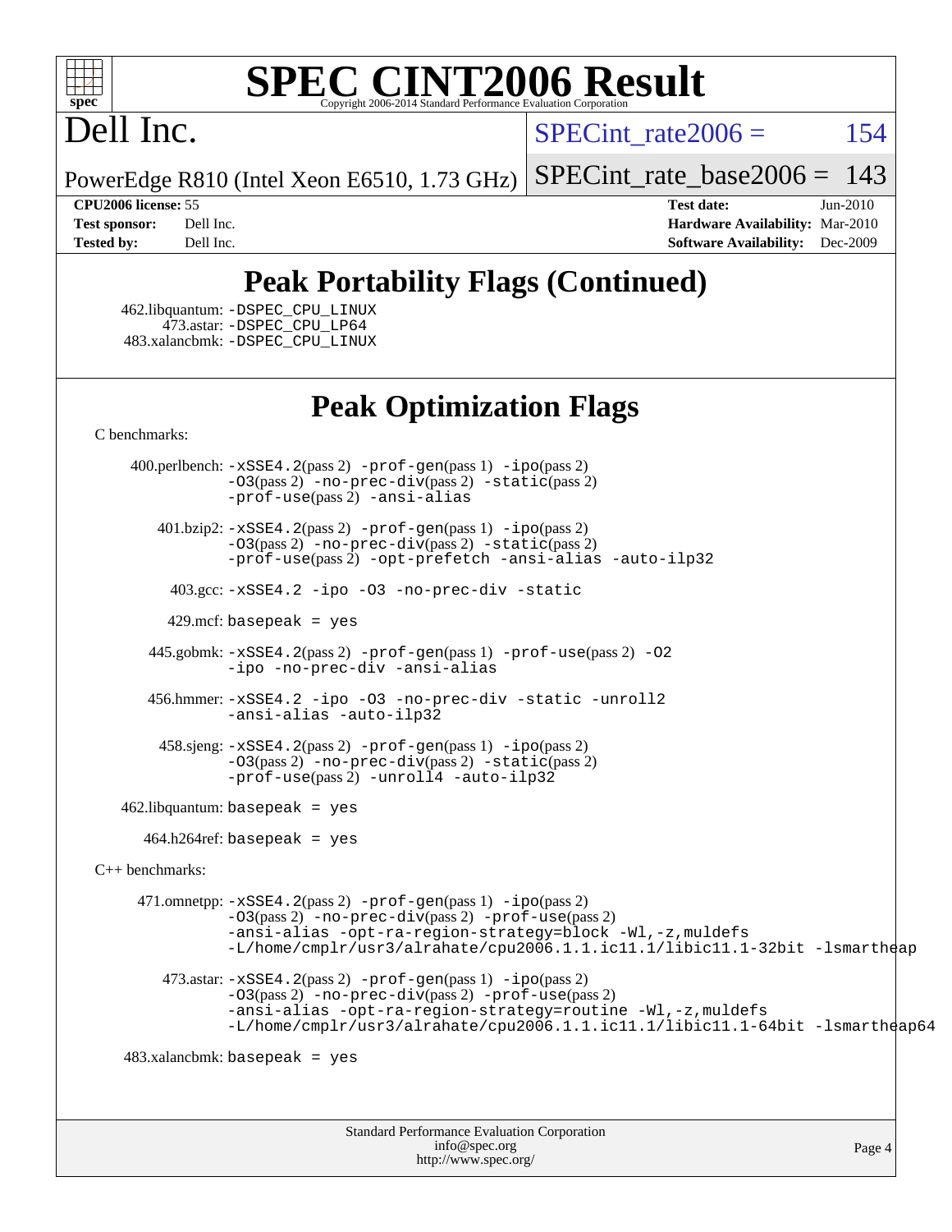## Peak Portability Flags (Continued)

462.libquantum: -DSPEC_CPU_LINUX
473.astar: -DSPEC_CPU_LP64
483.xalancbmk: -DSPEC_CPU_LINUX

## Peak Optimization Flags

C benchmarks:

400.perlbench: -xSSE4.2(pass 2) -prof-gen(pass 1) -ipo(pass 2) -O3(pass 2) -no-prec-div(pass 2) -static(pass 2) -prof-use(pass 2) -ansi-alias

401.bzip2: -xSSE4.2(pass 2) -prof-gen(pass 1) -ipo(pass 2) -O3(pass 2) -no-prec-div(pass 2) -static(pass 2) -prof-use(pass 2) -opt-prefetch -ansi-alias -auto-ilp32

403.gcc: -xSSE4.2 -ipo -O3 -no-prec-div -static

429.mcf: basepeak = yes

445.gobmk: -xSSE4.2(pass 2) -prof-gen(pass 1) -prof-use(pass 2) -O2 -ipo -no-prec-div -ansi-alias

456.hmmer: -xSSE4.2 -ipo -O3 -no-prec-div -static -unroll2 -ansi-alias -auto-ilp32

458.sjeng: -xSSE4.2(pass 2) -prof-gen(pass 1) -ipo(pass 2) -O3(pass 2) -no-prec-div(pass 2) -static(pass 2) -prof-use(pass 2) -unroll4 -auto-ilp32

462.libquantum: basepeak = yes

464.h264ref: basepeak = yes

C++ benchmarks:

471.omnetpp: -xSSE4.2(pass 2) -prof-gen(pass 1) -ipo(pass 2) -O3(pass 2) -no-prec-div(pass 2) -prof-use(pass 2) -ansi-alias -opt-ra-region-strategy=block -Wl,-z,muldefs -L/home/cmplr/usr3/alrahate/cpu2006.1.1.ic11.1/libic11.1-32bit -lsmartheap

473.astar: -xSSE4.2(pass 2) -prof-gen(pass 1) -ipo(pass 2) -O3(pass 2) -no-prec-div(pass 2) -prof-use(pass 2) -ansi-alias -opt-ra-region-strategy=routine -Wl,-z,muldefs -L/home/cmplr/usr3/alrahate/cpu2006.1.1.ic11.1/libic11.1-64bit -lsmartheap64

483.xalancbmk: basepeak = yes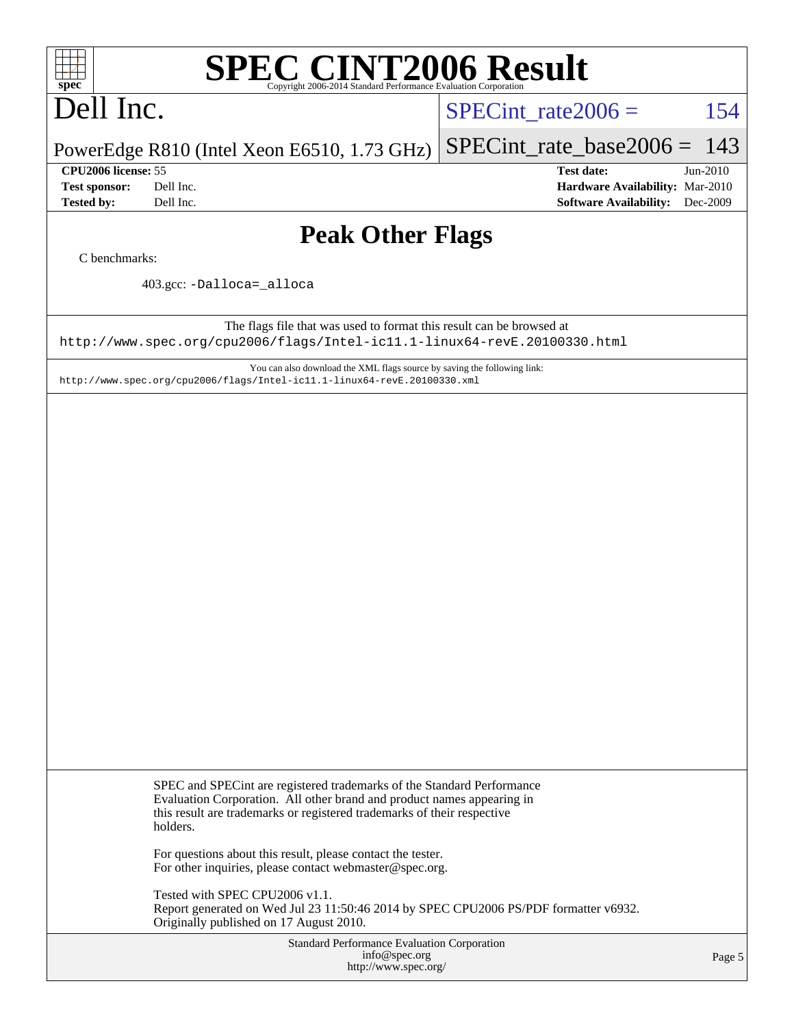# Peak Other Flags

C benchmarks:

403.gcc: -Dalloca=_alloca

The flags file that was used to format this result can be browsed at
http://www.spec.org/cpu2006/flags/Intel-ic11.1-linux64-revE.20100330.html

You can also download the XML flags source by saving the following link:
http://www.spec.org/cpu2006/flags/Intel-ic11.1-linux64-revE.20100330.xml

SPEC and SPECint are registered trademarks of the Standard Performance Evaluation Corporation. All other brand and product names appearing in this result are trademarks or registered trademarks of their respective holders.

For questions about this result, please contact the tester.
For other inquiries, please contact webmaster@spec.org.

Tested with SPEC CPU2006 v1.1.
Report generated on Wed Jul 23 11:50:46 2014 by SPEC CPU2006 PS/PDF formatter v6932.
Originally published on 17 August 2010.